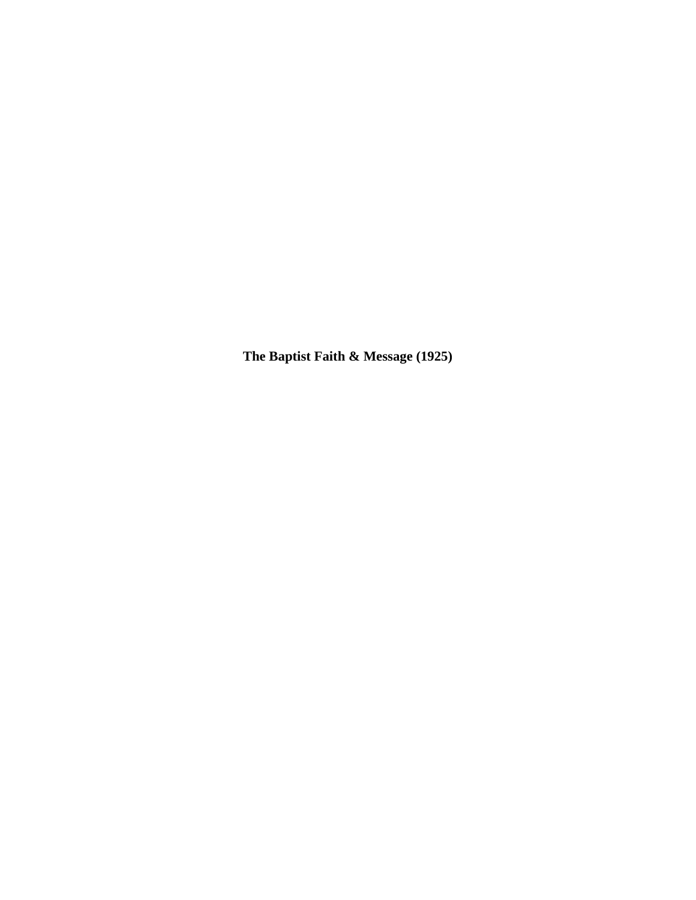**The Baptist Faith & Message (1925)**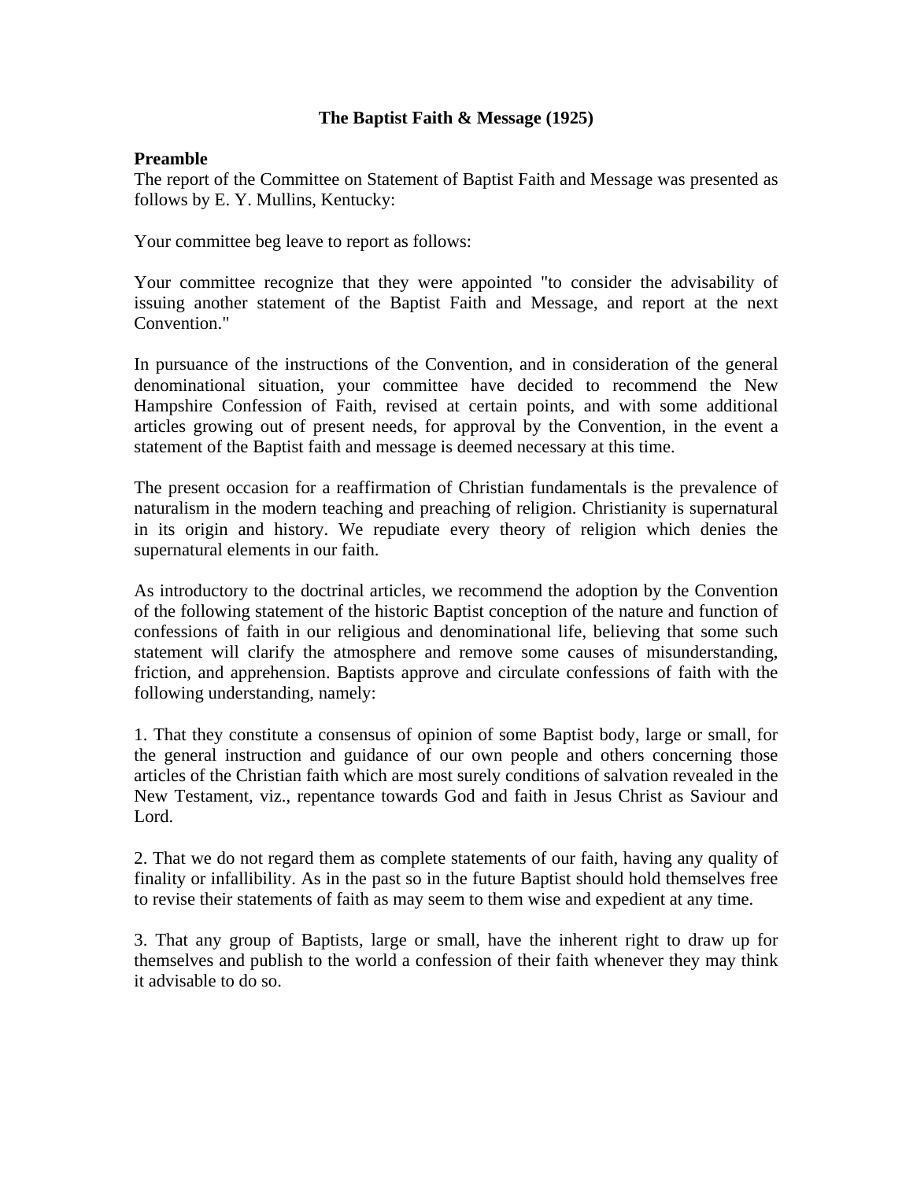# The Baptist Faith & Message (1925)

## Preamble

The report of the Committee on Statement of Baptist Faith and Message was presented as follows by E. Y. Mullins, Kentucky:

Your committee beg leave to report as follows:

Your committee recognize that they were appointed "to consider the advisability of issuing another statement of the Baptist Faith and Message, and report at the next Convention."

In pursuance of the instructions of the Convention, and in consideration of the general denominational situation, your committee have decided to recommend the New Hampshire Confession of Faith, revised at certain points, and with some additional articles growing out of present needs, for approval by the Convention, in the event a statement of the Baptist faith and message is deemed necessary at this time.

The present occasion for a reaffirmation of Christian fundamentals is the prevalence of naturalism in the modern teaching and preaching of religion. Christianity is supernatural in its origin and history. We repudiate every theory of religion which denies the supernatural elements in our faith.

As introductory to the doctrinal articles, we recommend the adoption by the Convention of the following statement of the historic Baptist conception of the nature and function of confessions of faith in our religious and denominational life, believing that some such statement will clarify the atmosphere and remove some causes of misunderstanding, friction, and apprehension. Baptists approve and circulate confessions of faith with the following understanding, namely:

1. That they constitute a consensus of opinion of some Baptist body, large or small, for the general instruction and guidance of our own people and others concerning those articles of the Christian faith which are most surely conditions of salvation revealed in the New Testament, viz., repentance towards God and faith in Jesus Christ as Saviour and Lord.

2. That we do not regard them as complete statements of our faith, having any quality of finality or infallibility. As in the past so in the future Baptist should hold themselves free to revise their statements of faith as may seem to them wise and expedient at any time.

3. That any group of Baptists, large or small, have the inherent right to draw up for themselves and publish to the world a confession of their faith whenever they may think it advisable to do so.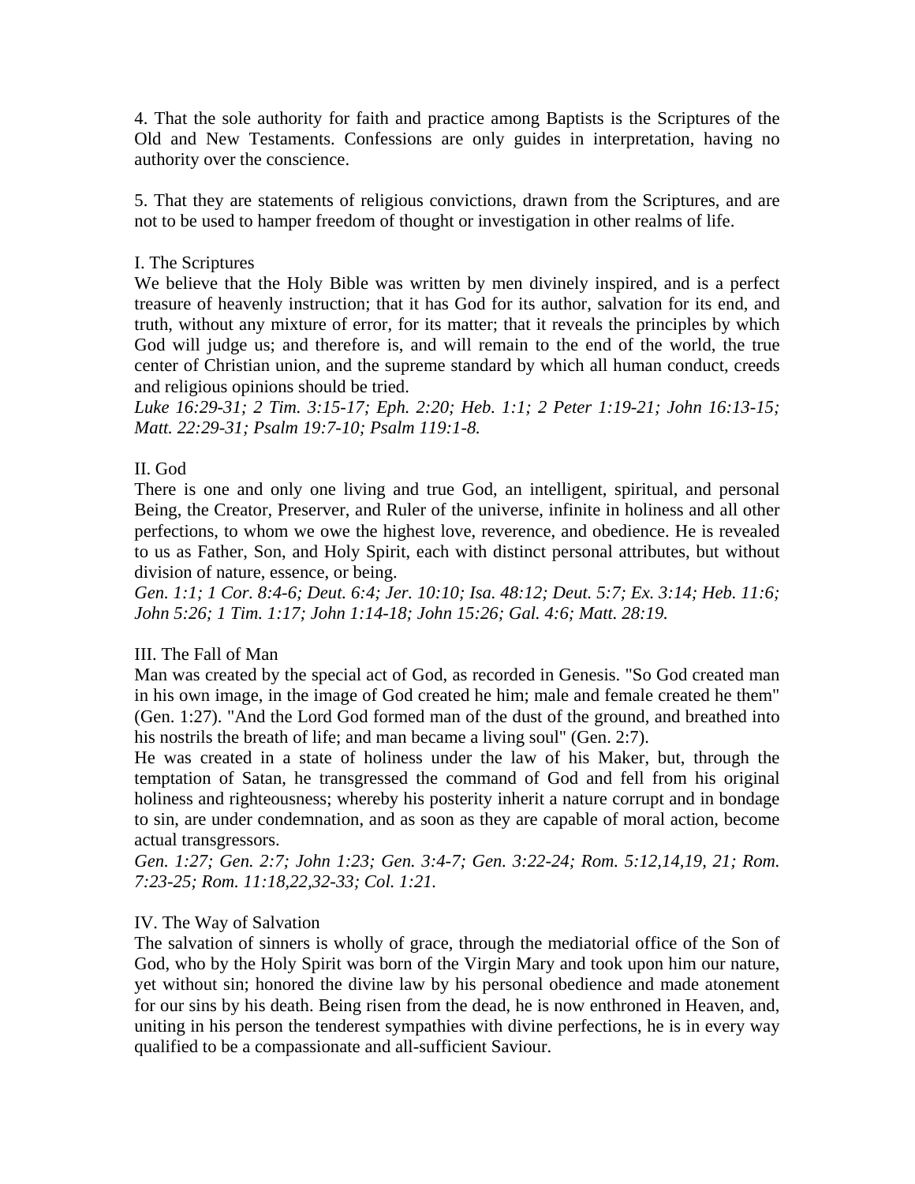4. That the sole authority for faith and practice among Baptists is the Scriptures of the Old and New Testaments. Confessions are only guides in interpretation, having no authority over the conscience.

5. That they are statements of religious convictions, drawn from the Scriptures, and are not to be used to hamper freedom of thought or investigation in other realms of life.

## I. The Scriptures

We believe that the Holy Bible was written by men divinely inspired, and is a perfect treasure of heavenly instruction; that it has God for its author, salvation for its end, and truth, without any mixture of error, for its matter; that it reveals the principles by which God will judge us; and therefore is, and will remain to the end of the world, the true center of Christian union, and the supreme standard by which all human conduct, creeds and religious opinions should be tried.

*Luke 16:29-31; 2 Tim. 3:15-17; Eph. 2:20; Heb. 1:1; 2 Peter 1:19-21; John 16:13-15; Matt. 22:29-31; Psalm 19:7-10; Psalm 119:1-8.*

## II. God

There is one and only one living and true God, an intelligent, spiritual, and personal Being, the Creator, Preserver, and Ruler of the universe, infinite in holiness and all other perfections, to whom we owe the highest love, reverence, and obedience. He is revealed to us as Father, Son, and Holy Spirit, each with distinct personal attributes, but without division of nature, essence, or being.

*Gen. 1:1; 1 Cor. 8:4-6; Deut. 6:4; Jer. 10:10; Isa. 48:12; Deut. 5:7; Ex. 3:14; Heb. 11:6; John 5:26; 1 Tim. 1:17; John 1:14-18; John 15:26; Gal. 4:6; Matt. 28:19.*

## III. The Fall of Man

Man was created by the special act of God, as recorded in Genesis. "So God created man in his own image, in the image of God created he him; male and female created he them" (Gen. 1:27). "And the Lord God formed man of the dust of the ground, and breathed into his nostrils the breath of life; and man became a living soul" (Gen. 2:7).

He was created in a state of holiness under the law of his Maker, but, through the temptation of Satan, he transgressed the command of God and fell from his original holiness and righteousness; whereby his posterity inherit a nature corrupt and in bondage to sin, are under condemnation, and as soon as they are capable of moral action, become actual transgressors.

*Gen. 1:27; Gen. 2:7; John 1:23; Gen. 3:4-7; Gen. 3:22-24; Rom. 5:12,14,19, 21; Rom. 7:23-25; Rom. 11:18,22,32-33; Col. 1:21.*

## IV. The Way of Salvation

The salvation of sinners is wholly of grace, through the mediatorial office of the Son of God, who by the Holy Spirit was born of the Virgin Mary and took upon him our nature, yet without sin; honored the divine law by his personal obedience and made atonement for our sins by his death. Being risen from the dead, he is now enthroned in Heaven, and, uniting in his person the tenderest sympathies with divine perfections, he is in every way qualified to be a compassionate and all-sufficient Saviour.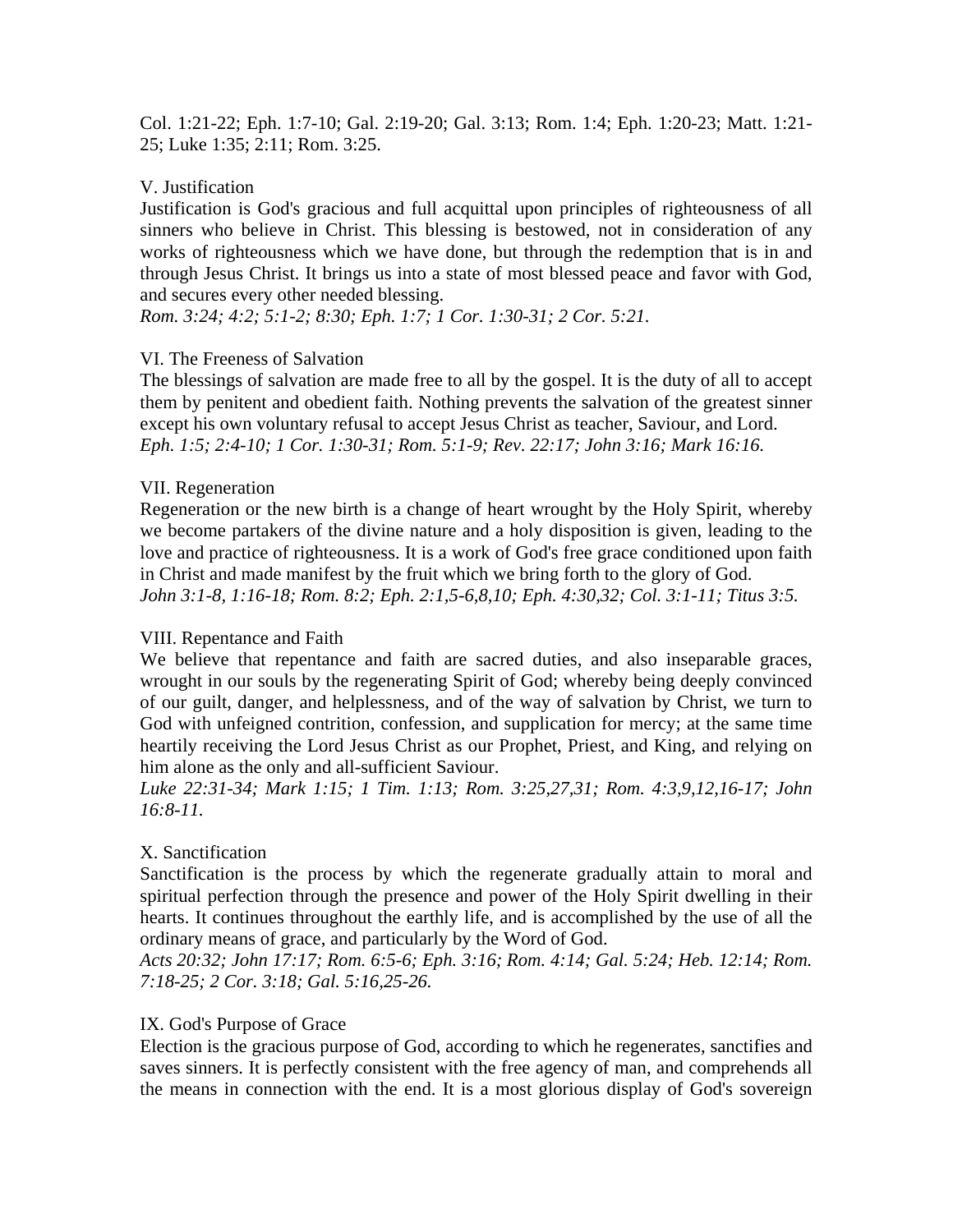Col. 1:21-22; Eph. 1:7-10; Gal. 2:19-20; Gal. 3:13; Rom. 1:4; Eph. 1:20-23; Matt. 1:21-25; Luke 1:35; 2:11; Rom. 3:25.

V. Justification

Justification is God's gracious and full acquittal upon principles of righteousness of all sinners who believe in Christ. This blessing is bestowed, not in consideration of any works of righteousness which we have done, but through the redemption that is in and through Jesus Christ. It brings us into a state of most blessed peace and favor with God, and secures every other needed blessing.

*Rom. 3:24; 4:2; 5:1-2; 8:30; Eph. 1:7; 1 Cor. 1:30-31; 2 Cor. 5:21.*

VI. The Freeness of Salvation

The blessings of salvation are made free to all by the gospel. It is the duty of all to accept them by penitent and obedient faith. Nothing prevents the salvation of the greatest sinner except his own voluntary refusal to accept Jesus Christ as teacher, Saviour, and Lord.

*Eph. 1:5; 2:4-10; 1 Cor. 1:30-31; Rom. 5:1-9; Rev. 22:17; John 3:16; Mark 16:16.*

VII. Regeneration

Regeneration or the new birth is a change of heart wrought by the Holy Spirit, whereby we become partakers of the divine nature and a holy disposition is given, leading to the love and practice of righteousness. It is a work of God's free grace conditioned upon faith in Christ and made manifest by the fruit which we bring forth to the glory of God.

*John 3:1-8, 1:16-18; Rom. 8:2; Eph. 2:1,5-6,8,10; Eph. 4:30,32; Col. 3:1-11; Titus 3:5.*

VIII. Repentance and Faith

We believe that repentance and faith are sacred duties, and also inseparable graces, wrought in our souls by the regenerating Spirit of God; whereby being deeply convinced of our guilt, danger, and helplessness, and of the way of salvation by Christ, we turn to God with unfeigned contrition, confession, and supplication for mercy; at the same time heartily receiving the Lord Jesus Christ as our Prophet, Priest, and King, and relying on him alone as the only and all-sufficient Saviour.

*Luke 22:31-34; Mark 1:15; 1 Tim. 1:13; Rom. 3:25,27,31; Rom. 4:3,9,12,16-17; John 16:8-11.*

X. Sanctification

Sanctification is the process by which the regenerate gradually attain to moral and spiritual perfection through the presence and power of the Holy Spirit dwelling in their hearts. It continues throughout the earthly life, and is accomplished by the use of all the ordinary means of grace, and particularly by the Word of God.

*Acts 20:32; John 17:17; Rom. 6:5-6; Eph. 3:16; Rom. 4:14; Gal. 5:24; Heb. 12:14; Rom. 7:18-25; 2 Cor. 3:18; Gal. 5:16,25-26.*

IX. God's Purpose of Grace

Election is the gracious purpose of God, according to which he regenerates, sanctifies and saves sinners. It is perfectly consistent with the free agency of man, and comprehends all the means in connection with the end. It is a most glorious display of God's sovereign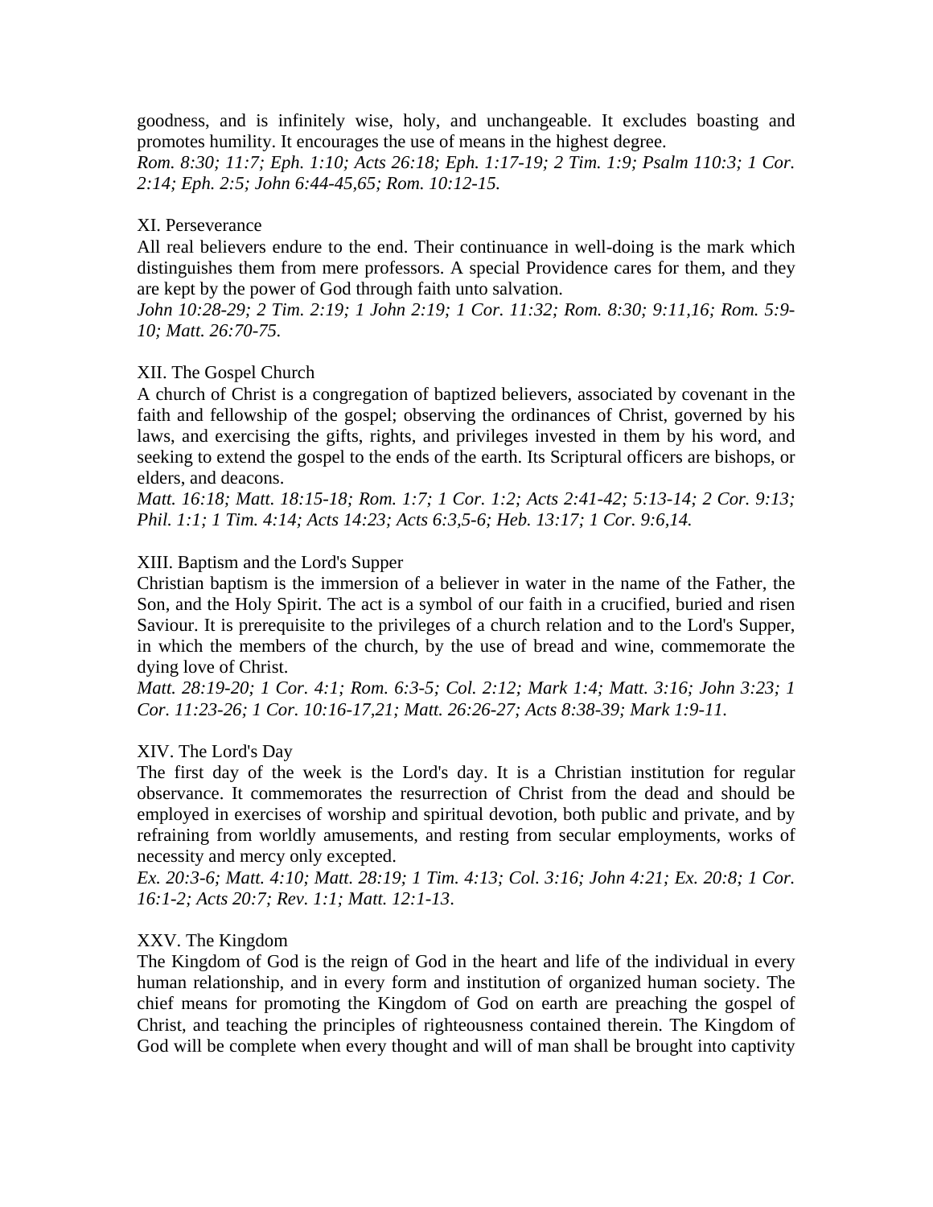goodness, and is infinitely wise, holy, and unchangeable. It excludes boasting and promotes humility. It encourages the use of means in the highest degree.
*Rom. 8:30; 11:7; Eph. 1:10; Acts 26:18; Eph. 1:17-19; 2 Tim. 1:9; Psalm 110:3; 1 Cor. 2:14; Eph. 2:5; John 6:44-45,65; Rom. 10:12-15.*

XI. Perseverance
All real believers endure to the end. Their continuance in well-doing is the mark which distinguishes them from mere professors. A special Providence cares for them, and they are kept by the power of God through faith unto salvation.
*John 10:28-29; 2 Tim. 2:19; 1 John 2:19; 1 Cor. 11:32; Rom. 8:30; 9:11,16; Rom. 5:9-10; Matt. 26:70-75.*

XII. The Gospel Church
A church of Christ is a congregation of baptized believers, associated by covenant in the faith and fellowship of the gospel; observing the ordinances of Christ, governed by his laws, and exercising the gifts, rights, and privileges invested in them by his word, and seeking to extend the gospel to the ends of the earth. Its Scriptural officers are bishops, or elders, and deacons.
*Matt. 16:18; Matt. 18:15-18; Rom. 1:7; 1 Cor. 1:2; Acts 2:41-42; 5:13-14; 2 Cor. 9:13; Phil. 1:1; 1 Tim. 4:14; Acts 14:23; Acts 6:3,5-6; Heb. 13:17; 1 Cor. 9:6,14.*

XIII. Baptism and the Lord's Supper
Christian baptism is the immersion of a believer in water in the name of the Father, the Son, and the Holy Spirit. The act is a symbol of our faith in a crucified, buried and risen Saviour. It is prerequisite to the privileges of a church relation and to the Lord's Supper, in which the members of the church, by the use of bread and wine, commemorate the dying love of Christ.
*Matt. 28:19-20; 1 Cor. 4:1; Rom. 6:3-5; Col. 2:12; Mark 1:4; Matt. 3:16; John 3:23; 1 Cor. 11:23-26; 1 Cor. 10:16-17,21; Matt. 26:26-27; Acts 8:38-39; Mark 1:9-11.*

XIV. The Lord's Day
The first day of the week is the Lord's day. It is a Christian institution for regular observance. It commemorates the resurrection of Christ from the dead and should be employed in exercises of worship and spiritual devotion, both public and private, and by refraining from worldly amusements, and resting from secular employments, works of necessity and mercy only excepted.
*Ex. 20:3-6; Matt. 4:10; Matt. 28:19; 1 Tim. 4:13; Col. 3:16; John 4:21; Ex. 20:8; 1 Cor. 16:1-2; Acts 20:7; Rev. 1:1; Matt. 12:1-13*.

XXV. The Kingdom
The Kingdom of God is the reign of God in the heart and life of the individual in every human relationship, and in every form and institution of organized human society. The chief means for promoting the Kingdom of God on earth are preaching the gospel of Christ, and teaching the principles of righteousness contained therein. The Kingdom of God will be complete when every thought and will of man shall be brought into captivity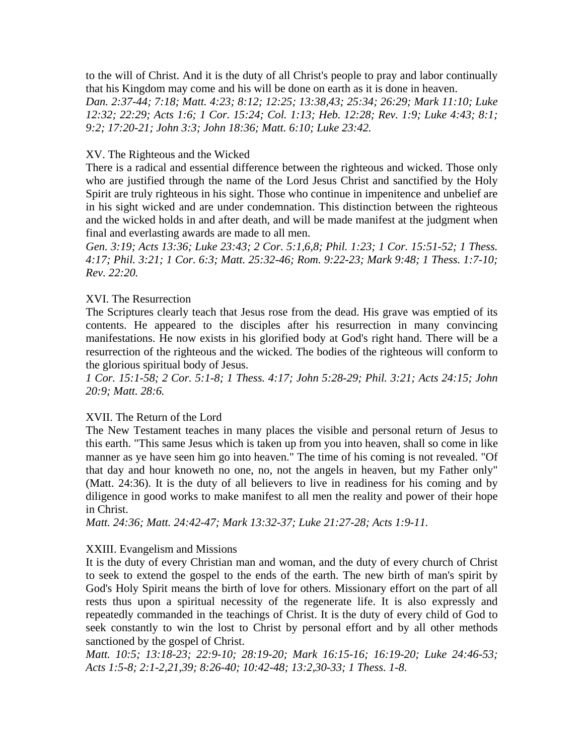to the will of Christ. And it is the duty of all Christ's people to pray and labor continually that his Kingdom may come and his will be done on earth as it is done in heaven.
*Dan. 2:37-44; 7:18; Matt. 4:23; 8:12; 12:25; 13:38,43; 25:34; 26:29; Mark 11:10; Luke 12:32; 22:29; Acts 1:6; 1 Cor. 15:24; Col. 1:13; Heb. 12:28; Rev. 1:9; Luke 4:43; 8:1; 9:2; 17:20-21; John 3:3; John 18:36; Matt. 6:10; Luke 23:42.*

## XV. The Righteous and the Wicked

There is a radical and essential difference between the righteous and wicked. Those only who are justified through the name of the Lord Jesus Christ and sanctified by the Holy Spirit are truly righteous in his sight. Those who continue in impenitence and unbelief are in his sight wicked and are under condemnation. This distinction between the righteous and the wicked holds in and after death, and will be made manifest at the judgment when final and everlasting awards are made to all men.
*Gen. 3:19; Acts 13:36; Luke 23:43; 2 Cor. 5:1,6,8; Phil. 1:23; 1 Cor. 15:51-52; 1 Thess. 4:17; Phil. 3:21; 1 Cor. 6:3; Matt. 25:32-46; Rom. 9:22-23; Mark 9:48; 1 Thess. 1:7-10; Rev. 22:20.*

## XVI. The Resurrection

The Scriptures clearly teach that Jesus rose from the dead. His grave was emptied of its contents. He appeared to the disciples after his resurrection in many convincing manifestations. He now exists in his glorified body at God's right hand. There will be a resurrection of the righteous and the wicked. The bodies of the righteous will conform to the glorious spiritual body of Jesus.
*1 Cor. 15:1-58; 2 Cor. 5:1-8; 1 Thess. 4:17; John 5:28-29; Phil. 3:21; Acts 24:15; John 20:9; Matt. 28:6.*

## XVII. The Return of the Lord

The New Testament teaches in many places the visible and personal return of Jesus to this earth. "This same Jesus which is taken up from you into heaven, shall so come in like manner as ye have seen him go into heaven." The time of his coming is not revealed. "Of that day and hour knoweth no one, no, not the angels in heaven, but my Father only" (Matt. 24:36). It is the duty of all believers to live in readiness for his coming and by diligence in good works to make manifest to all men the reality and power of their hope in Christ.
*Matt. 24:36; Matt. 24:42-47; Mark 13:32-37; Luke 21:27-28; Acts 1:9-11.*

## XXIII. Evangelism and Missions

It is the duty of every Christian man and woman, and the duty of every church of Christ to seek to extend the gospel to the ends of the earth. The new birth of man's spirit by God's Holy Spirit means the birth of love for others. Missionary effort on the part of all rests thus upon a spiritual necessity of the regenerate life. It is also expressly and repeatedly commanded in the teachings of Christ. It is the duty of every child of God to seek constantly to win the lost to Christ by personal effort and by all other methods sanctioned by the gospel of Christ.
*Matt. 10:5; 13:18-23; 22:9-10; 28:19-20; Mark 16:15-16; 16:19-20; Luke 24:46-53; Acts 1:5-8; 2:1-2,21,39; 8:26-40; 10:42-48; 13:2,30-33; 1 Thess. 1-8.*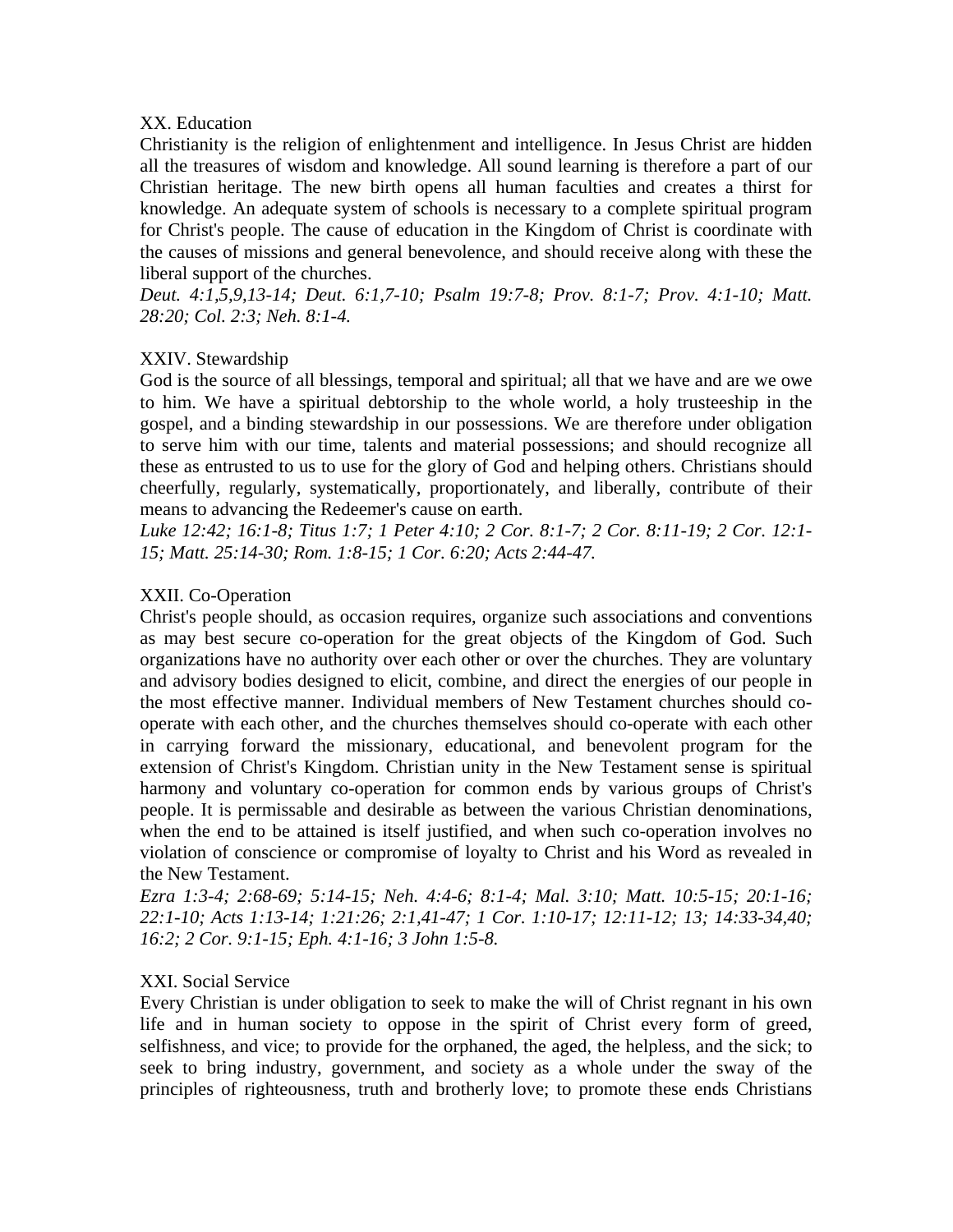## XX. Education

Christianity is the religion of enlightenment and intelligence. In Jesus Christ are hidden all the treasures of wisdom and knowledge. All sound learning is therefore a part of our Christian heritage. The new birth opens all human faculties and creates a thirst for knowledge. An adequate system of schools is necessary to a complete spiritual program for Christ's people. The cause of education in the Kingdom of Christ is coordinate with the causes of missions and general benevolence, and should receive along with these the liberal support of the churches.

*Deut. 4:1,5,9,13-14; Deut. 6:1,7-10; Psalm 19:7-8; Prov. 8:1-7; Prov. 4:1-10; Matt. 28:20; Col. 2:3; Neh. 8:1-4.*

## XXIV. Stewardship

God is the source of all blessings, temporal and spiritual; all that we have and are we owe to him. We have a spiritual debtorship to the whole world, a holy trusteeship in the gospel, and a binding stewardship in our possessions. We are therefore under obligation to serve him with our time, talents and material possessions; and should recognize all these as entrusted to us to use for the glory of God and helping others. Christians should cheerfully, regularly, systematically, proportionately, and liberally, contribute of their means to advancing the Redeemer's cause on earth.

*Luke 12:42; 16:1-8; Titus 1:7; 1 Peter 4:10; 2 Cor. 8:1-7; 2 Cor. 8:11-19; 2 Cor. 12:1-15; Matt. 25:14-30; Rom. 1:8-15; 1 Cor. 6:20; Acts 2:44-47.*

## XXII. Co-Operation

Christ's people should, as occasion requires, organize such associations and conventions as may best secure co-operation for the great objects of the Kingdom of God. Such organizations have no authority over each other or over the churches. They are voluntary and advisory bodies designed to elicit, combine, and direct the energies of our people in the most effective manner. Individual members of New Testament churches should co-operate with each other, and the churches themselves should co-operate with each other in carrying forward the missionary, educational, and benevolent program for the extension of Christ's Kingdom. Christian unity in the New Testament sense is spiritual harmony and voluntary co-operation for common ends by various groups of Christ's people. It is permissable and desirable as between the various Christian denominations, when the end to be attained is itself justified, and when such co-operation involves no violation of conscience or compromise of loyalty to Christ and his Word as revealed in the New Testament.

*Ezra 1:3-4; 2:68-69; 5:14-15; Neh. 4:4-6; 8:1-4; Mal. 3:10; Matt. 10:5-15; 20:1-16; 22:1-10; Acts 1:13-14; 1:21:26; 2:1,41-47; 1 Cor. 1:10-17; 12:11-12; 13; 14:33-34,40; 16:2; 2 Cor. 9:1-15; Eph. 4:1-16; 3 John 1:5-8.*

## XXI. Social Service

Every Christian is under obligation to seek to make the will of Christ regnant in his own life and in human society to oppose in the spirit of Christ every form of greed, selfishness, and vice; to provide for the orphaned, the aged, the helpless, and the sick; to seek to bring industry, government, and society as a whole under the sway of the principles of righteousness, truth and brotherly love; to promote these ends Christians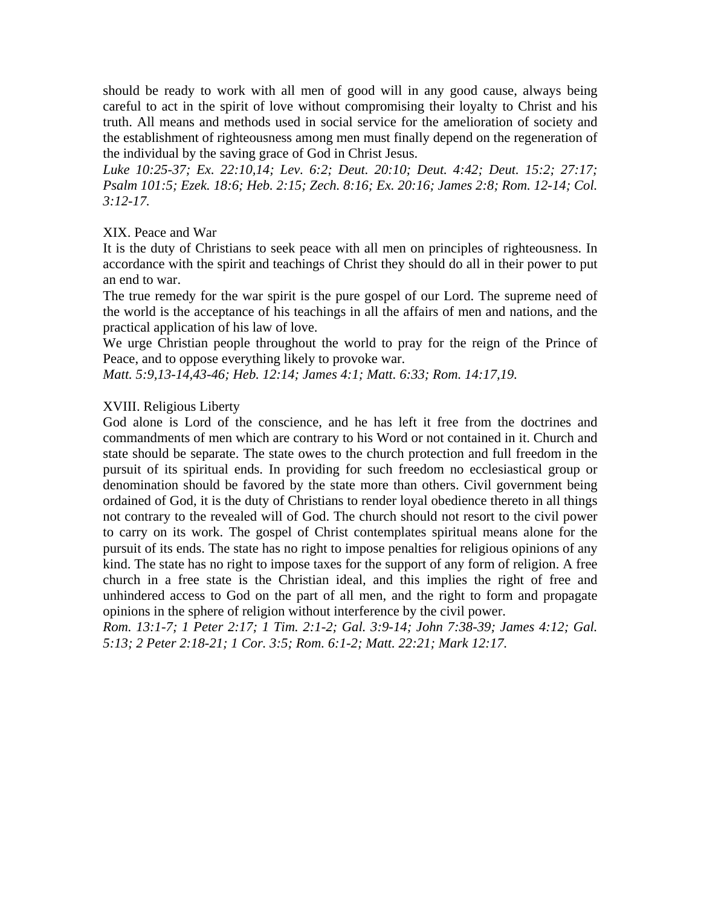should be ready to work with all men of good will in any good cause, always being careful to act in the spirit of love without compromising their loyalty to Christ and his truth. All means and methods used in social service for the amelioration of society and the establishment of righteousness among men must finally depend on the regeneration of the individual by the saving grace of God in Christ Jesus.

*Luke 10:25-37; Ex. 22:10,14; Lev. 6:2; Deut. 20:10; Deut. 4:42; Deut. 15:2; 27:17; Psalm 101:5; Ezek. 18:6; Heb. 2:15; Zech. 8:16; Ex. 20:16; James 2:8; Rom. 12-14; Col. 3:12-17.*

## XIX. Peace and War

It is the duty of Christians to seek peace with all men on principles of righteousness. In accordance with the spirit and teachings of Christ they should do all in their power to put an end to war.

The true remedy for the war spirit is the pure gospel of our Lord. The supreme need of the world is the acceptance of his teachings in all the affairs of men and nations, and the practical application of his law of love.

We urge Christian people throughout the world to pray for the reign of the Prince of Peace, and to oppose everything likely to provoke war.

*Matt. 5:9,13-14,43-46; Heb. 12:14; James 4:1; Matt. 6:33; Rom. 14:17,19.*

## XVIII. Religious Liberty

God alone is Lord of the conscience, and he has left it free from the doctrines and commandments of men which are contrary to his Word or not contained in it. Church and state should be separate. The state owes to the church protection and full freedom in the pursuit of its spiritual ends. In providing for such freedom no ecclesiastical group or denomination should be favored by the state more than others. Civil government being ordained of God, it is the duty of Christians to render loyal obedience thereto in all things not contrary to the revealed will of God. The church should not resort to the civil power to carry on its work. The gospel of Christ contemplates spiritual means alone for the pursuit of its ends. The state has no right to impose penalties for religious opinions of any kind. The state has no right to impose taxes for the support of any form of religion. A free church in a free state is the Christian ideal, and this implies the right of free and unhindered access to God on the part of all men, and the right to form and propagate opinions in the sphere of religion without interference by the civil power.

*Rom. 13:1-7; 1 Peter 2:17; 1 Tim. 2:1-2; Gal. 3:9-14; John 7:38-39; James 4:12; Gal. 5:13; 2 Peter 2:18-21; 1 Cor. 3:5; Rom. 6:1-2; Matt. 22:21; Mark 12:17.*